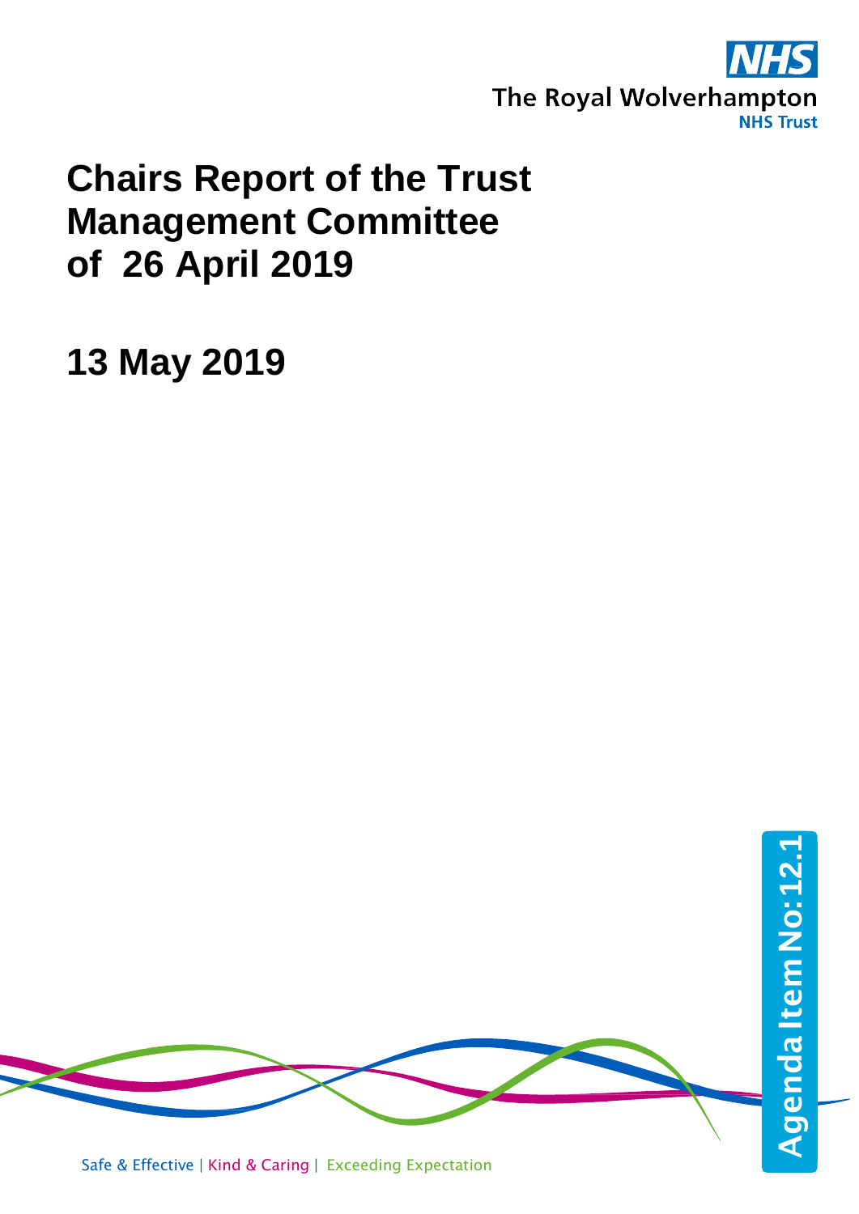The Royal Wolverhampton NHS Trust

# Chairs Report of the Trust Management Committee of 26 April 2019

## 13 May 2019

Agenda Item No: 12.1

Safe & Effective | Kind & Caring | Exceeding Expectation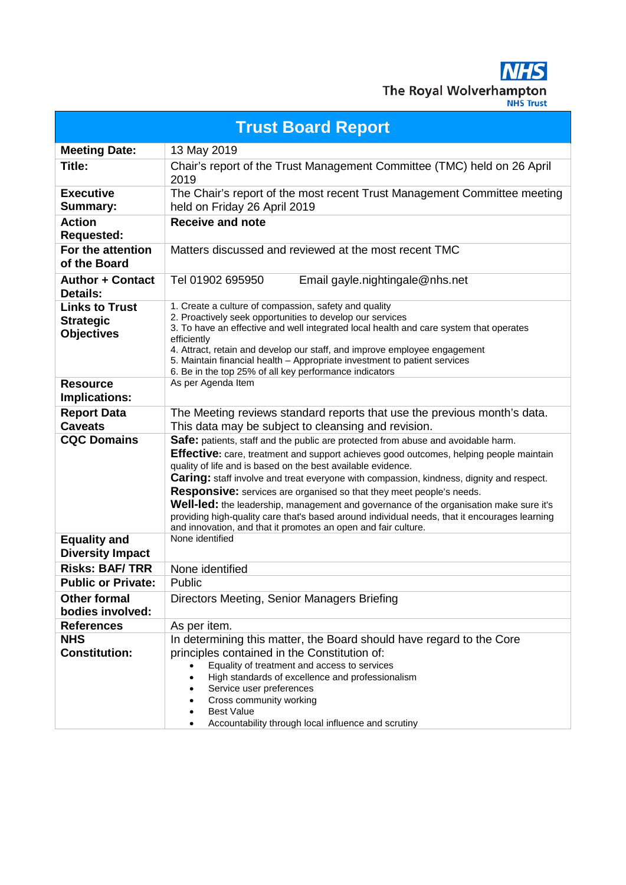The Royal Wolverhampton NHS Trust

# Trust Board Report

| | |
|---|---|
| **Meeting Date:** | 13 May 2019 |
| **Title:** | Chair's report of the Trust Management Committee (TMC) held on 26 April 2019 |
| **Executive Summary:** | The Chair's report of the most recent Trust Management Committee meeting held on Friday 26 April 2019 |
| **Action Requested:** | **Receive and note** |
| **For the attention of the Board** | Matters discussed and reviewed at the most recent TMC |
| **Author + Contact Details:** | Tel 01902 695950 Email gayle.nightingale@nhs.net |
| **Links to Trust Strategic Objectives** | 1. Create a culture of compassion, safety and quality<br>2. Proactively seek opportunities to develop our services<br>3. To have an effective and well integrated local health and care system that operates efficiently<br>4. Attract, retain and develop our staff, and improve employee engagement<br>5. Maintain financial health – Appropriate investment to patient services<br>6. Be in the top 25% of all key performance indicators |
| **Resource Implications:** | As per Agenda Item |
| **Report Data Caveats** | The Meeting reviews standard reports that use the previous month's data. This data may be subject to cleansing and revision. |
| **CQC Domains** | **Safe:** patients, staff and the public are protected from abuse and avoidable harm.<br>**Effective:** care, treatment and support achieves good outcomes, helping people maintain quality of life and is based on the best available evidence.<br>**Caring:** staff involve and treat everyone with compassion, kindness, dignity and respect.<br>**Responsive:** services are organised so that they meet people's needs.<br>**Well-led:** the leadership, management and governance of the organisation make sure it's providing high-quality care that's based around individual needs, that it encourages learning and innovation, and that it promotes an open and fair culture. |
| **Equality and Diversity Impact** | None identified |
| **Risks: BAF/ TRR** | None identified |
| **Public or Private:** | Public |
| **Other formal bodies involved:** | Directors Meeting, Senior Managers Briefing |
| **References** | As per item. |
| **NHS Constitution:** | In determining this matter, the Board should have regard to the Core principles contained in the Constitution of:<br>• Equality of treatment and access to services<br>• High standards of excellence and professionalism<br>• Service user preferences<br>• Cross community working<br>• Best Value<br>• Accountability through local influence and scrutiny |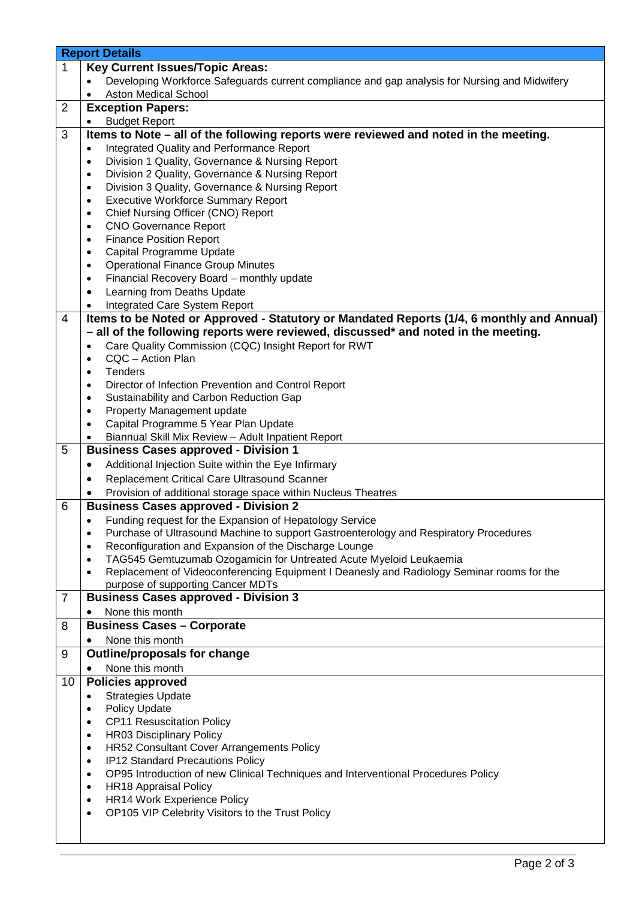| Report Details | |
|---|---|
| 1 | **Key Current Issues/Topic Areas:**<br>• Developing Workforce Safeguards current compliance and gap analysis for Nursing and Midwifery<br>• Aston Medical School |
| 2 | **Exception Papers:**<br>• Budget Report |
| 3 | **Items to Note – all of the following reports were reviewed and noted in the meeting.**<br>• Integrated Quality and Performance Report<br>• Division 1 Quality, Governance & Nursing Report<br>• Division 2 Quality, Governance & Nursing Report<br>• Division 3 Quality, Governance & Nursing Report<br>• Executive Workforce Summary Report<br>• Chief Nursing Officer (CNO) Report<br>• CNO Governance Report<br>• Finance Position Report<br>• Capital Programme Update<br>• Operational Finance Group Minutes<br>• Financial Recovery Board – monthly update<br>• Learning from Deaths Update<br>• Integrated Care System Report |
| 4 | **Items to be Noted or Approved - Statutory or Mandated Reports (1/4, 6 monthly and Annual) – all of the following reports were reviewed, discussed* and noted in the meeting.**<br>• Care Quality Commission (CQC) Insight Report for RWT<br>• CQC – Action Plan<br>• Tenders<br>• Director of Infection Prevention and Control Report<br>• Sustainability and Carbon Reduction Gap<br>• Property Management update<br>• Capital Programme 5 Year Plan Update<br>• Biannual Skill Mix Review – Adult Inpatient Report |
| 5 | **Business Cases approved - Division 1**<br>• Additional Injection Suite within the Eye Infirmary<br>• Replacement Critical Care Ultrasound Scanner<br>• Provision of additional storage space within Nucleus Theatres |
| 6 | **Business Cases approved - Division 2**<br>• Funding request for the Expansion of Hepatology Service<br>• Purchase of Ultrasound Machine to support Gastroenterology and Respiratory Procedures<br>• Reconfiguration and Expansion of the Discharge Lounge<br>• TAG545 Gemtuzumab Ozogamicin for Untreated Acute Myeloid Leukaemia<br>• Replacement of Videoconferencing Equipment I Deanesly and Radiology Seminar rooms for the purpose of supporting Cancer MDTs |
| 7 | **Business Cases approved - Division 3**<br>• None this month |
| 8 | **Business Cases – Corporate**<br>• None this month |
| 9 | **Outline/proposals for change**<br>• None this month |
| 10 | **Policies approved**<br>• Strategies Update<br>• Policy Update<br>• CP11 Resuscitation Policy<br>• HR03 Disciplinary Policy<br>• HR52 Consultant Cover Arrangements Policy<br>• IP12 Standard Precautions Policy<br>• OP95 Introduction of new Clinical Techniques and Interventional Procedures Policy<br>• HR18 Appraisal Policy<br>• HR14 Work Experience Policy<br>• OP105 VIP Celebrity Visitors to the Trust Policy |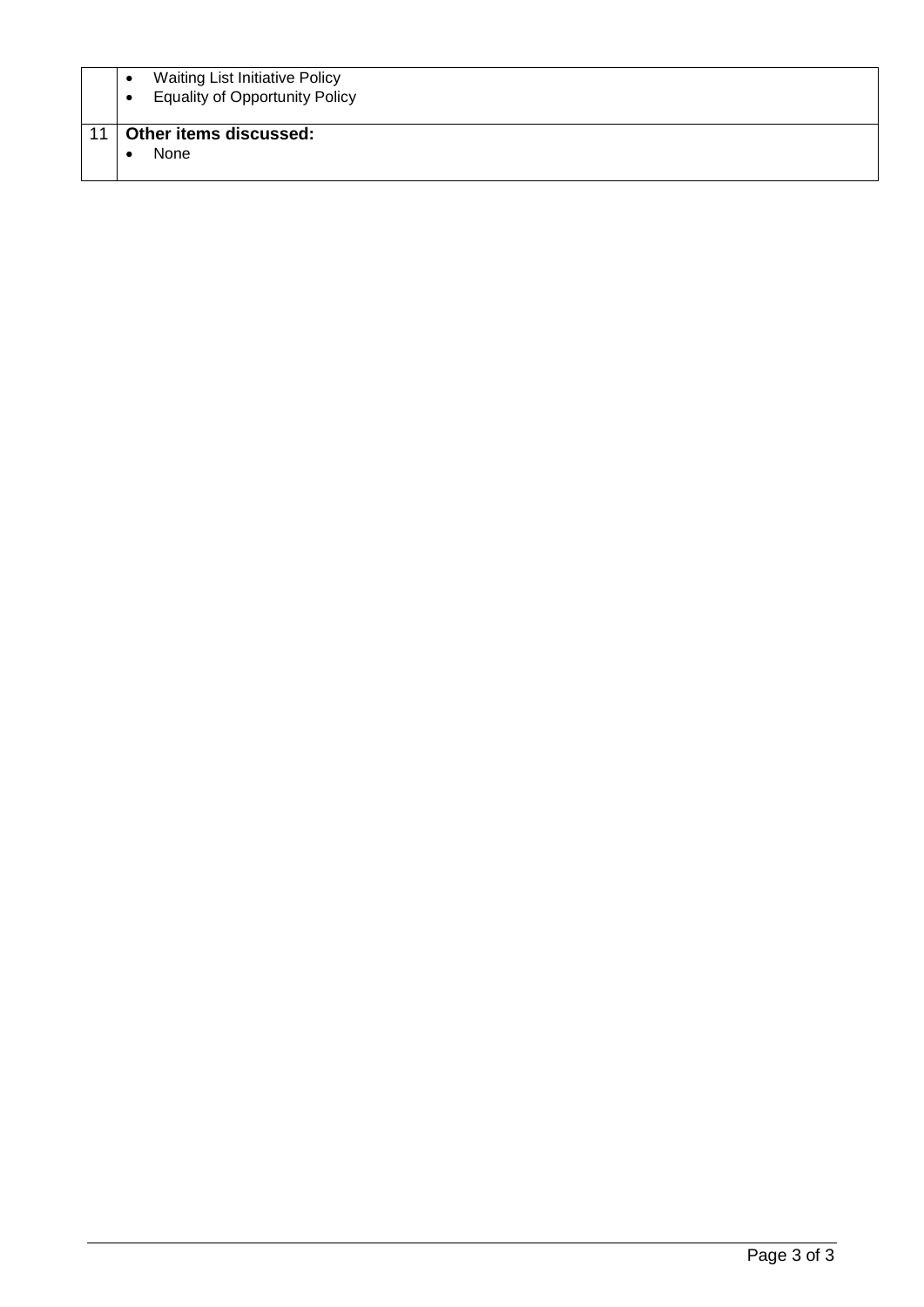| | |
|---|---|
| | • Waiting List Initiative Policy<br>• Equality of Opportunity Policy |
| 11 | **Other items discussed:**<br>• None |